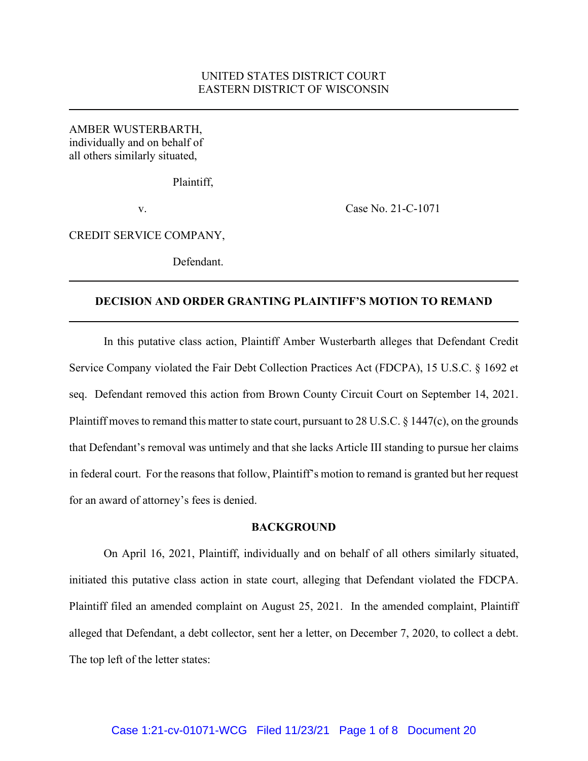UNITED STATES DISTRICT COURT
EASTERN DISTRICT OF WISCONSIN

---

AMBER WUSTERBARTH,
individually and on behalf of
all others similarly situated,

Plaintiff,

v. Case No. 21-C-1071

CREDIT SERVICE COMPANY,

Defendant.

---

**DECISION AND ORDER GRANTING PLAINTIFF'S MOTION TO REMAND**

---

In this putative class action, Plaintiff Amber Wusterbarth alleges that Defendant Credit Service Company violated the Fair Debt Collection Practices Act (FDCPA), 15 U.S.C. § 1692 et seq. Defendant removed this action from Brown County Circuit Court on September 14, 2021. Plaintiff moves to remand this matter to state court, pursuant to 28 U.S.C. § 1447(c), on the grounds that Defendant's removal was untimely and that she lacks Article III standing to pursue her claims in federal court. For the reasons that follow, Plaintiff's motion to remand is granted but her request for an award of attorney's fees is denied.

**BACKGROUND**

On April 16, 2021, Plaintiff, individually and on behalf of all others similarly situated, initiated this putative class action in state court, alleging that Defendant violated the FDCPA. Plaintiff filed an amended complaint on August 25, 2021. In the amended complaint, Plaintiff alleged that Defendant, a debt collector, sent her a letter, on December 7, 2020, to collect a debt. The top left of the letter states: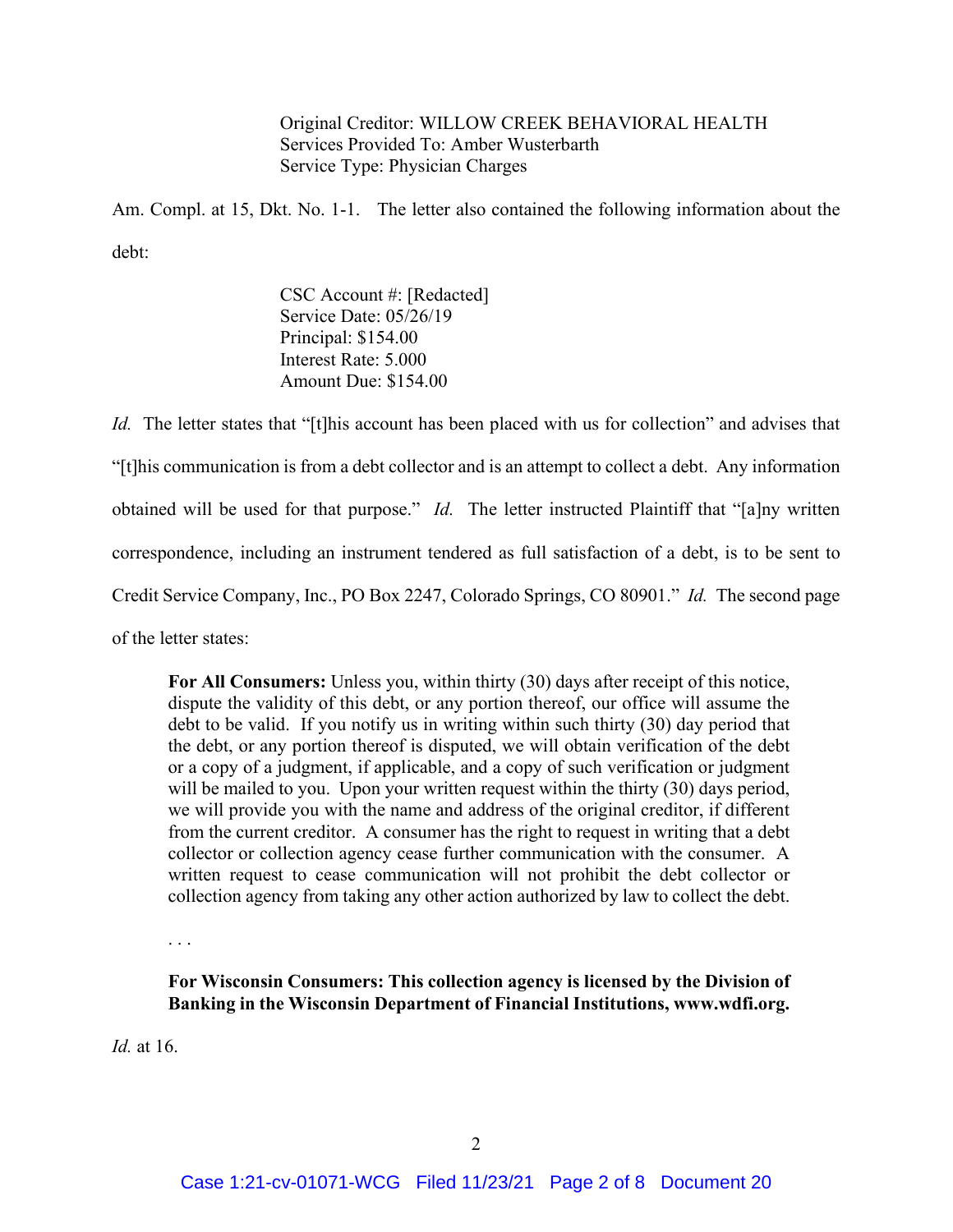> Original Creditor: WILLOW CREEK BEHAVIORAL HEALTH
> Services Provided To: Amber Wusterbarth
> Service Type: Physician Charges

Am. Compl. at 15, Dkt. No. 1-1. The letter also contained the following information about the debt:

> CSC Account #: [Redacted]
> Service Date: 05/26/19
> Principal: $154.00
> Interest Rate: 5.000
> Amount Due: $154.00

*Id.* The letter states that "[t]his account has been placed with us for collection" and advises that "[t]his communication is from a debt collector and is an attempt to collect a debt. Any information obtained will be used for that purpose." *Id.* The letter instructed Plaintiff that "[a]ny written correspondence, including an instrument tendered as full satisfaction of a debt, is to be sent to Credit Service Company, Inc., PO Box 2247, Colorado Springs, CO 80901." *Id.* The second page of the letter states:

> **For All Consumers:** Unless you, within thirty (30) days after receipt of this notice, dispute the validity of this debt, or any portion thereof, our office will assume the debt to be valid. If you notify us in writing within such thirty (30) day period that the debt, or any portion thereof is disputed, we will obtain verification of the debt or a copy of a judgment, if applicable, and a copy of such verification or judgment will be mailed to you. Upon your written request within the thirty (30) days period, we will provide you with the name and address of the original creditor, if different from the current creditor. A consumer has the right to request in writing that a debt collector or collection agency cease further communication with the consumer. A written request to cease communication will not prohibit the debt collector or collection agency from taking any other action authorized by law to collect the debt.
>
> . . .
>
> **For Wisconsin Consumers: This collection agency is licensed by the Division of Banking in the Wisconsin Department of Financial Institutions, www.wdfi.org.**

*Id.* at 16.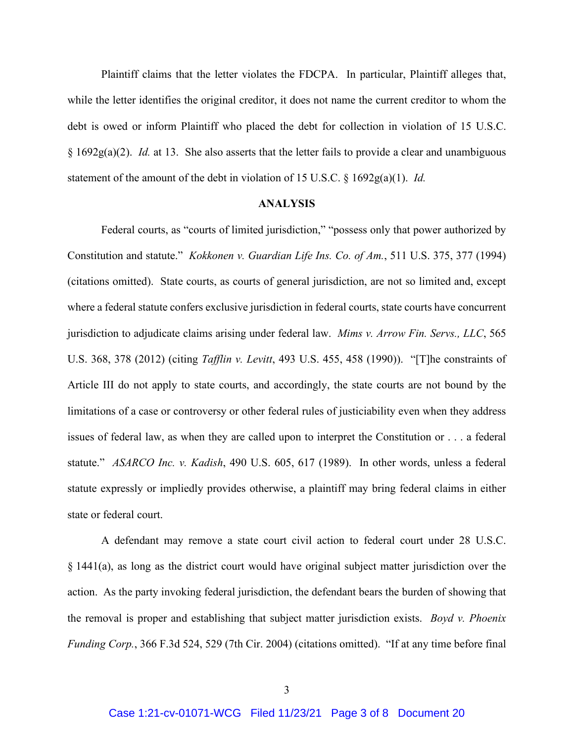Plaintiff claims that the letter violates the FDCPA. In particular, Plaintiff alleges that, while the letter identifies the original creditor, it does not name the current creditor to whom the debt is owed or inform Plaintiff who placed the debt for collection in violation of 15 U.S.C. § 1692g(a)(2). *Id.* at 13. She also asserts that the letter fails to provide a clear and unambiguous statement of the amount of the debt in violation of 15 U.S.C. § 1692g(a)(1). *Id.*

## ANALYSIS

Federal courts, as "courts of limited jurisdiction," "possess only that power authorized by Constitution and statute." *Kokkonen v. Guardian Life Ins. Co. of Am.*, 511 U.S. 375, 377 (1994) (citations omitted). State courts, as courts of general jurisdiction, are not so limited and, except where a federal statute confers exclusive jurisdiction in federal courts, state courts have concurrent jurisdiction to adjudicate claims arising under federal law. *Mims v. Arrow Fin. Servs., LLC*, 565 U.S. 368, 378 (2012) (citing *Tafflin v. Levitt*, 493 U.S. 455, 458 (1990)). "[T]he constraints of Article III do not apply to state courts, and accordingly, the state courts are not bound by the limitations of a case or controversy or other federal rules of justiciability even when they address issues of federal law, as when they are called upon to interpret the Constitution or . . . a federal statute." *ASARCO Inc. v. Kadish*, 490 U.S. 605, 617 (1989). In other words, unless a federal statute expressly or impliedly provides otherwise, a plaintiff may bring federal claims in either state or federal court.

A defendant may remove a state court civil action to federal court under 28 U.S.C. § 1441(a), as long as the district court would have original subject matter jurisdiction over the action. As the party invoking federal jurisdiction, the defendant bears the burden of showing that the removal is proper and establishing that subject matter jurisdiction exists. *Boyd v. Phoenix Funding Corp.*, 366 F.3d 524, 529 (7th Cir. 2004) (citations omitted). "If at any time before final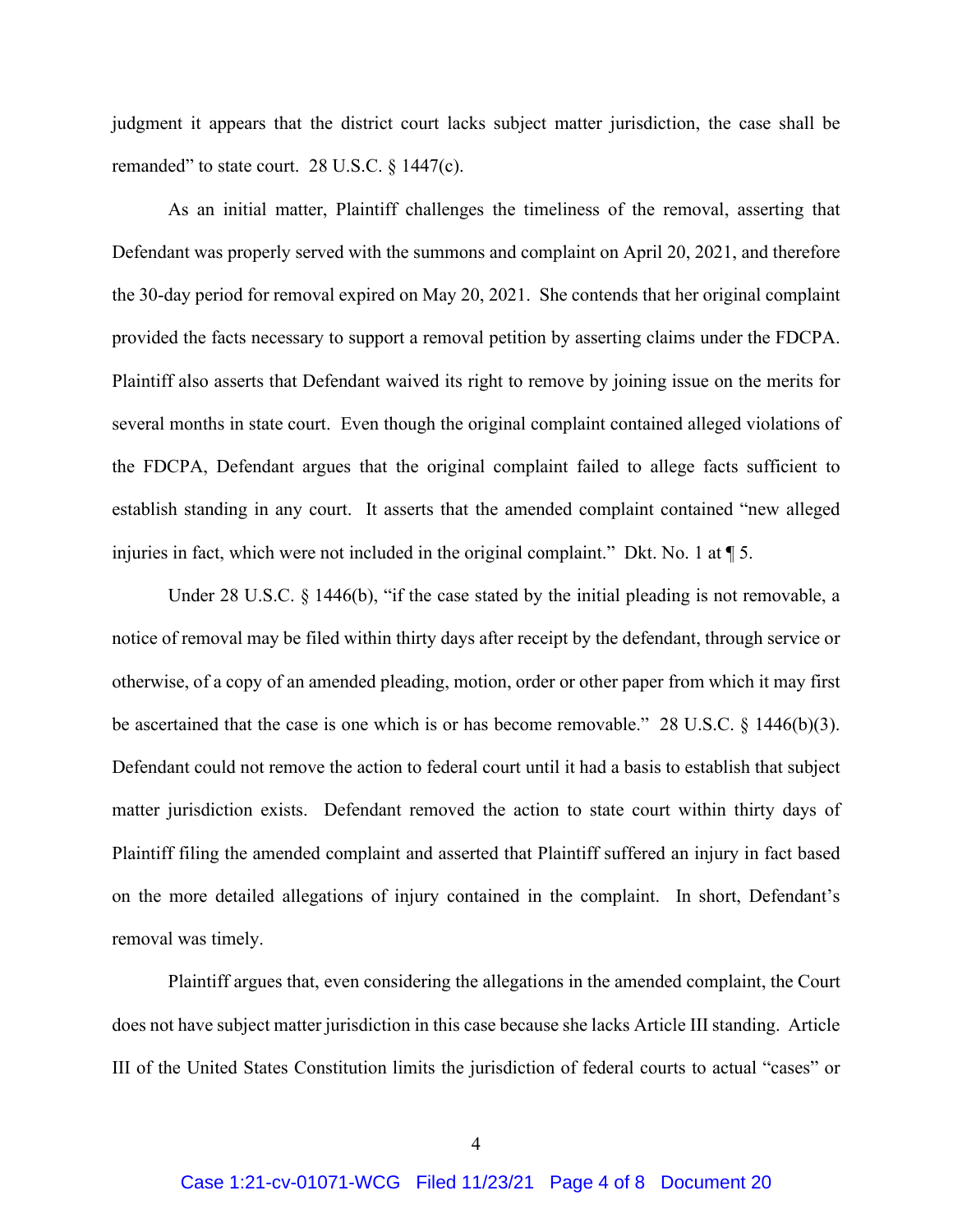judgment it appears that the district court lacks subject matter jurisdiction, the case shall be remanded" to state court. 28 U.S.C. § 1447(c).

As an initial matter, Plaintiff challenges the timeliness of the removal, asserting that Defendant was properly served with the summons and complaint on April 20, 2021, and therefore the 30-day period for removal expired on May 20, 2021. She contends that her original complaint provided the facts necessary to support a removal petition by asserting claims under the FDCPA. Plaintiff also asserts that Defendant waived its right to remove by joining issue on the merits for several months in state court. Even though the original complaint contained alleged violations of the FDCPA, Defendant argues that the original complaint failed to allege facts sufficient to establish standing in any court. It asserts that the amended complaint contained "new alleged injuries in fact, which were not included in the original complaint." Dkt. No. 1 at ¶ 5.

Under 28 U.S.C. § 1446(b), "if the case stated by the initial pleading is not removable, a notice of removal may be filed within thirty days after receipt by the defendant, through service or otherwise, of a copy of an amended pleading, motion, order or other paper from which it may first be ascertained that the case is one which is or has become removable." 28 U.S.C. § 1446(b)(3). Defendant could not remove the action to federal court until it had a basis to establish that subject matter jurisdiction exists. Defendant removed the action to state court within thirty days of Plaintiff filing the amended complaint and asserted that Plaintiff suffered an injury in fact based on the more detailed allegations of injury contained in the complaint. In short, Defendant's removal was timely.

Plaintiff argues that, even considering the allegations in the amended complaint, the Court does not have subject matter jurisdiction in this case because she lacks Article III standing. Article III of the United States Constitution limits the jurisdiction of federal courts to actual "cases" or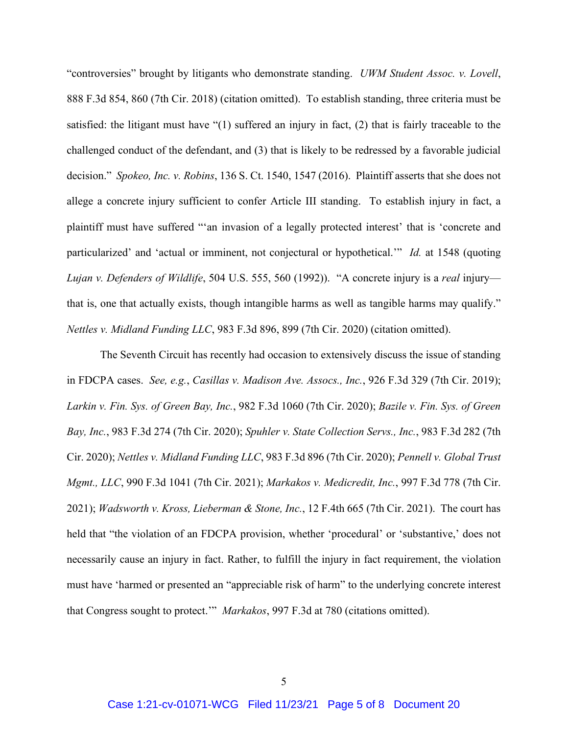"controversies" brought by litigants who demonstrate standing. *UWM Student Assoc. v. Lovell*, 888 F.3d 854, 860 (7th Cir. 2018) (citation omitted). To establish standing, three criteria must be satisfied: the litigant must have "(1) suffered an injury in fact, (2) that is fairly traceable to the challenged conduct of the defendant, and (3) that is likely to be redressed by a favorable judicial decision." *Spokeo, Inc. v. Robins*, 136 S. Ct. 1540, 1547 (2016). Plaintiff asserts that she does not allege a concrete injury sufficient to confer Article III standing. To establish injury in fact, a plaintiff must have suffered "'an invasion of a legally protected interest' that is 'concrete and particularized' and 'actual or imminent, not conjectural or hypothetical.'" *Id.* at 1548 (quoting *Lujan v. Defenders of Wildlife*, 504 U.S. 555, 560 (1992)). "A concrete injury is a *real* injury—that is, one that actually exists, though intangible harms as well as tangible harms may qualify." *Nettles v. Midland Funding LLC*, 983 F.3d 896, 899 (7th Cir. 2020) (citation omitted).

The Seventh Circuit has recently had occasion to extensively discuss the issue of standing in FDCPA cases. *See, e.g.*, *Casillas v. Madison Ave. Assocs., Inc.*, 926 F.3d 329 (7th Cir. 2019); *Larkin v. Fin. Sys. of Green Bay, Inc.*, 982 F.3d 1060 (7th Cir. 2020); *Bazile v. Fin. Sys. of Green Bay, Inc.*, 983 F.3d 274 (7th Cir. 2020); *Spuhler v. State Collection Servs., Inc.*, 983 F.3d 282 (7th Cir. 2020); *Nettles v. Midland Funding LLC*, 983 F.3d 896 (7th Cir. 2020); *Pennell v. Global Trust Mgmt., LLC*, 990 F.3d 1041 (7th Cir. 2021); *Markakos v. Medicredit, Inc.*, 997 F.3d 778 (7th Cir. 2021); *Wadsworth v. Kross, Lieberman & Stone, Inc.*, 12 F.4th 665 (7th Cir. 2021). The court has held that "the violation of an FDCPA provision, whether 'procedural' or 'substantive,' does not necessarily cause an injury in fact. Rather, to fulfill the injury in fact requirement, the violation must have 'harmed or presented an "appreciable risk of harm" to the underlying concrete interest that Congress sought to protect.'" *Markakos*, 997 F.3d at 780 (citations omitted).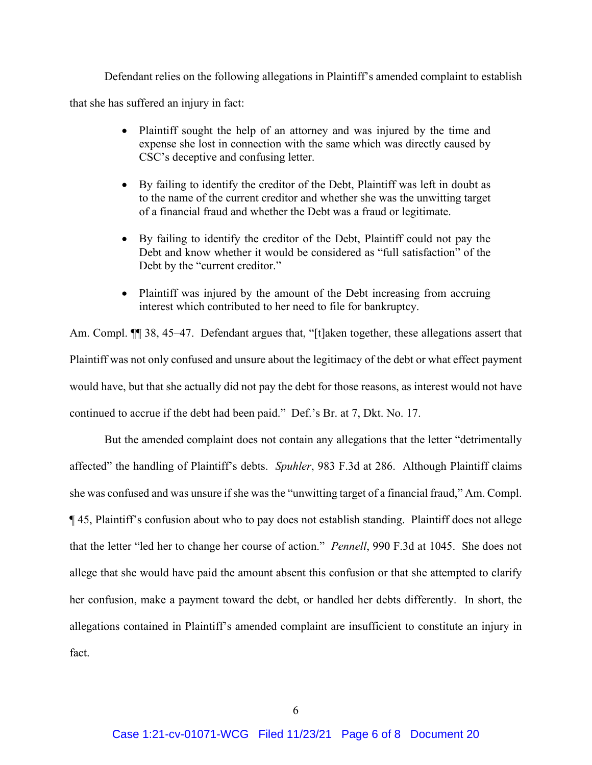Defendant relies on the following allegations in Plaintiff's amended complaint to establish that she has suffered an injury in fact:

- Plaintiff sought the help of an attorney and was injured by the time and expense she lost in connection with the same which was directly caused by CSC's deceptive and confusing letter.

- By failing to identify the creditor of the Debt, Plaintiff was left in doubt as to the name of the current creditor and whether she was the unwitting target of a financial fraud and whether the Debt was a fraud or legitimate.

- By failing to identify the creditor of the Debt, Plaintiff could not pay the Debt and know whether it would be considered as "full satisfaction" of the Debt by the "current creditor."

- Plaintiff was injured by the amount of the Debt increasing from accruing interest which contributed to her need to file for bankruptcy.

Am. Compl. ¶¶ 38, 45–47. Defendant argues that, "[t]aken together, these allegations assert that Plaintiff was not only confused and unsure about the legitimacy of the debt or what effect payment would have, but that she actually did not pay the debt for those reasons, as interest would not have continued to accrue if the debt had been paid." Def.'s Br. at 7, Dkt. No. 17.

But the amended complaint does not contain any allegations that the letter "detrimentally affected" the handling of Plaintiff's debts. *Spuhler*, 983 F.3d at 286. Although Plaintiff claims she was confused and was unsure if she was the "unwitting target of a financial fraud," Am. Compl. ¶ 45, Plaintiff's confusion about who to pay does not establish standing. Plaintiff does not allege that the letter "led her to change her course of action." *Pennell*, 990 F.3d at 1045. She does not allege that she would have paid the amount absent this confusion or that she attempted to clarify her confusion, make a payment toward the debt, or handled her debts differently. In short, the allegations contained in Plaintiff's amended complaint are insufficient to constitute an injury in fact.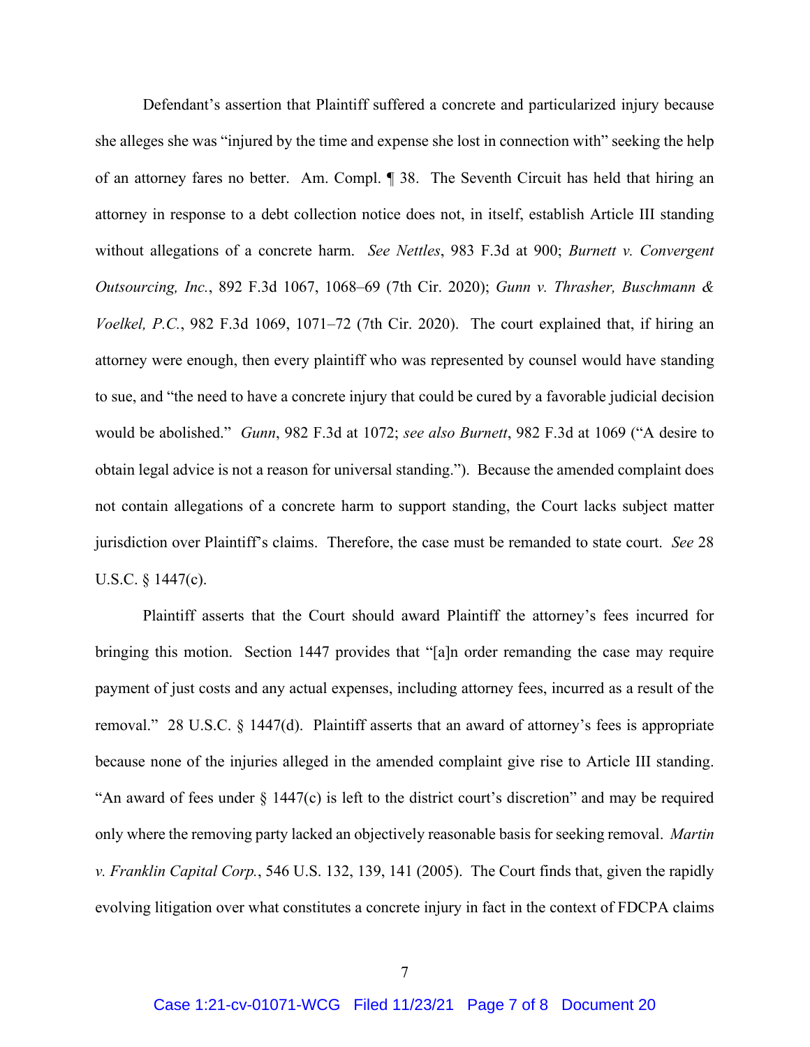Defendant's assertion that Plaintiff suffered a concrete and particularized injury because she alleges she was "injured by the time and expense she lost in connection with" seeking the help of an attorney fares no better. Am. Compl. ¶ 38. The Seventh Circuit has held that hiring an attorney in response to a debt collection notice does not, in itself, establish Article III standing without allegations of a concrete harm. *See Nettles*, 983 F.3d at 900; *Burnett v. Convergent Outsourcing, Inc.*, 892 F.3d 1067, 1068–69 (7th Cir. 2020); *Gunn v. Thrasher, Buschmann & Voelkel, P.C.*, 982 F.3d 1069, 1071–72 (7th Cir. 2020). The court explained that, if hiring an attorney were enough, then every plaintiff who was represented by counsel would have standing to sue, and "the need to have a concrete injury that could be cured by a favorable judicial decision would be abolished." *Gunn*, 982 F.3d at 1072; *see also Burnett*, 982 F.3d at 1069 ("A desire to obtain legal advice is not a reason for universal standing."). Because the amended complaint does not contain allegations of a concrete harm to support standing, the Court lacks subject matter jurisdiction over Plaintiff's claims. Therefore, the case must be remanded to state court. *See* 28 U.S.C. § 1447(c).

Plaintiff asserts that the Court should award Plaintiff the attorney's fees incurred for bringing this motion. Section 1447 provides that "[a]n order remanding the case may require payment of just costs and any actual expenses, including attorney fees, incurred as a result of the removal." 28 U.S.C. § 1447(d). Plaintiff asserts that an award of attorney's fees is appropriate because none of the injuries alleged in the amended complaint give rise to Article III standing. "An award of fees under § 1447(c) is left to the district court's discretion" and may be required only where the removing party lacked an objectively reasonable basis for seeking removal. *Martin v. Franklin Capital Corp.*, 546 U.S. 132, 139, 141 (2005). The Court finds that, given the rapidly evolving litigation over what constitutes a concrete injury in fact in the context of FDCPA claims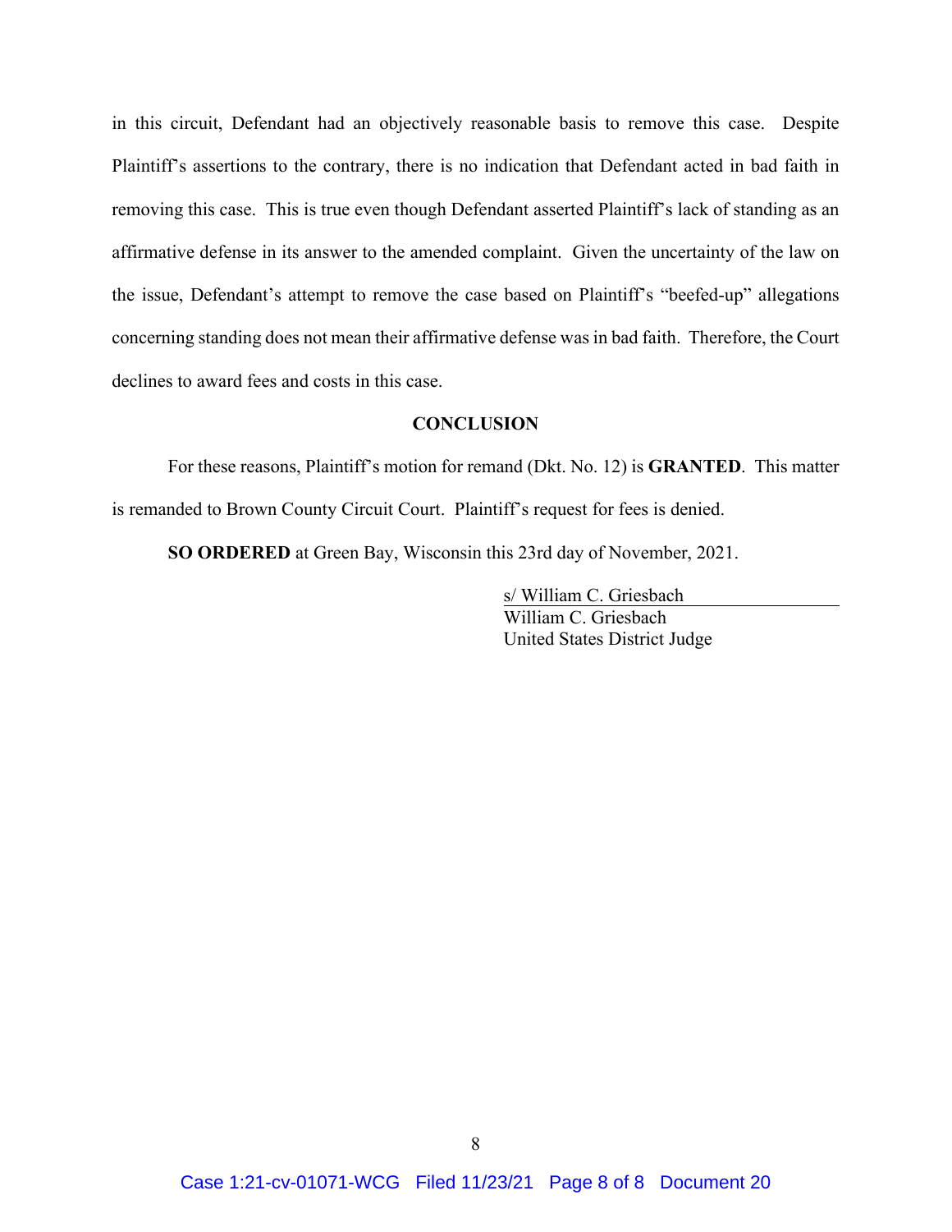in this circuit, Defendant had an objectively reasonable basis to remove this case. Despite Plaintiff's assertions to the contrary, there is no indication that Defendant acted in bad faith in removing this case. This is true even though Defendant asserted Plaintiff's lack of standing as an affirmative defense in its answer to the amended complaint. Given the uncertainty of the law on the issue, Defendant's attempt to remove the case based on Plaintiff's "beefed-up" allegations concerning standing does not mean their affirmative defense was in bad faith. Therefore, the Court declines to award fees and costs in this case.

## CONCLUSION

For these reasons, Plaintiff's motion for remand (Dkt. No. 12) is **GRANTED**. This matter is remanded to Brown County Circuit Court. Plaintiff's request for fees is denied.

**SO ORDERED** at Green Bay, Wisconsin this 23rd day of November, 2021.

s/ William C. Griesbach
William C. Griesbach
United States District Judge